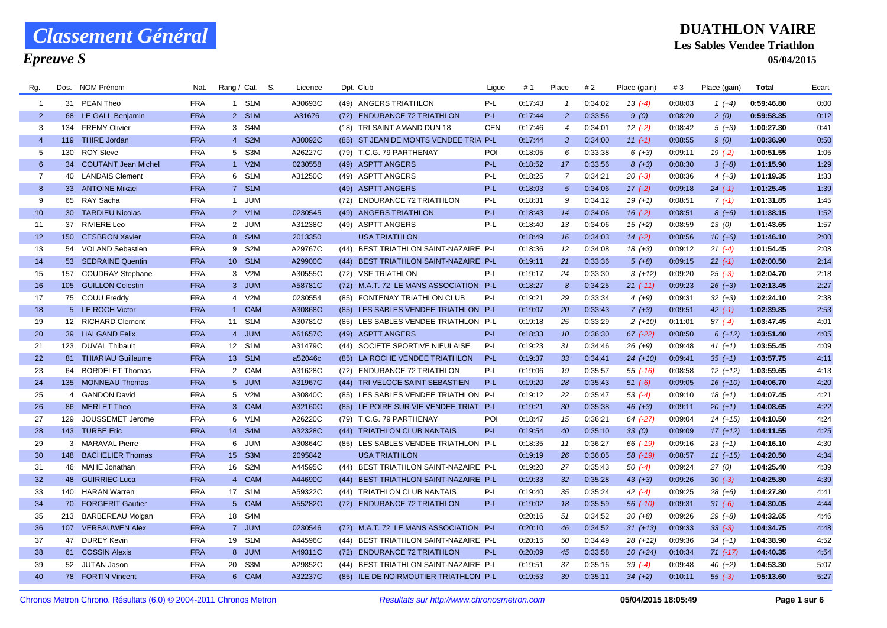# Classement Général

## Epreuve S

## DUATHLON VAIRE

### Les Sables Vendee Triathlon

**05/04/2015**

| Rg. | Dos. | NOM Prénom | Nat. | Rang / Cat. | S. | Licence | Dpt. Club | Ligue | # 1 | Place | # 2 | Place (gain) | # 3 | Place (gain) | Total | Ecart |
|---|---|---|---|---|---|---|---|---|---|---|---|---|---|---|---|---|
| 1 | 31 | PEAN Theo | FRA | 1 S1M | | A30693C | (49) ANGERS TRIATHLON | P-L | 0:17:43 | 1 | 0:34:02 | 13 (-4) | 0:08:03 | 1 (+4) | 0:59:46.80 | 0:00 |
| 2 | 68 | LE GALL Benjamin | FRA | 2 S1M | | A31676 | (72) ENDURANCE 72 TRIATHLON | P-L | 0:17:44 | 2 | 0:33:56 | 9 (0) | 0:08:20 | 2 (0) | 0:59:58.35 | 0:12 |
| 3 | 134 | FREMY Olivier | FRA | 3 S4M | | | (18) TRI SAINT AMAND DUN 18 | CEN | 0:17:46 | 4 | 0:34:01 | 12 (-2) | 0:08:42 | 5 (+3) | 1:00:27.30 | 0:41 |
| 4 | 119 | THIRE Jordan | FRA | 4 S2M | | A30092C | (85) ST JEAN DE MONTS VENDEE TRIA | P-L | 0:17:44 | 3 | 0:34:00 | 11 (-1) | 0:08:55 | 9 (0) | 1:00:36.90 | 0:50 |
| 5 | 130 | ROY Steve | FRA | 5 S3M | | A26227C | (79) T.C.G. 79 PARTHENAY | POI | 0:18:05 | 6 | 0:33:38 | 6 (+3) | 0:09:11 | 19 (-2) | 1:00:51.55 | 1:05 |
| 6 | 34 | COUTANT Jean Michel | FRA | 1 V2M | | 0230558 | (49) ASPTT ANGERS | P-L | 0:18:52 | 17 | 0:33:56 | 8 (+3) | 0:08:30 | 3 (+8) | 1:01:15.90 | 1:29 |
| 7 | 40 | LANDAIS Clement | FRA | 6 S1M | | A31250C | (49) ASPTT ANGERS | P-L | 0:18:25 | 7 | 0:34:21 | 20 (-3) | 0:08:36 | 4 (+3) | 1:01:19.35 | 1:33 |
| 8 | 33 | ANTOINE Mikael | FRA | 7 S1M | | | (49) ASPTT ANGERS | P-L | 0:18:03 | 5 | 0:34:06 | 17 (-2) | 0:09:18 | 24 (-1) | 1:01:25.45 | 1:39 |
| 9 | 65 | RAY Sacha | FRA | 1 JUM | | | (72) ENDURANCE 72 TRIATHLON | P-L | 0:18:31 | 9 | 0:34:12 | 19 (+1) | 0:08:51 | 7 (-1) | 1:01:31.85 | 1:45 |
| 10 | 30 | TARDIEU Nicolas | FRA | 2 V1M | | 0230545 | (49) ANGERS TRIATHLON | P-L | 0:18:43 | 14 | 0:34:06 | 16 (-2) | 0:08:51 | 8 (+6) | 1:01:38.15 | 1:52 |
| 11 | 37 | RIVIERE Leo | FRA | 2 JUM | | A31238C | (49) ASPTT ANGERS | P-L | 0:18:40 | 13 | 0:34:06 | 15 (+2) | 0:08:59 | 13 (0) | 1:01:43.65 | 1:57 |
| 12 | 150 | CESBRON Xavier | FRA | 8 S4M | | 2013350 | USA TRIATHLON | | 0:18:49 | 16 | 0:34:03 | 14 (-2) | 0:08:56 | 10 (+6) | 1:01:46.10 | 2:00 |
| 13 | 54 | VOLAND Sebastien | FRA | 9 S2M | | A29767C | (44) BEST TRIATHLON SAINT-NAZAIRE | P-L | 0:18:36 | 12 | 0:34:08 | 18 (+3) | 0:09:12 | 21 (-4) | 1:01:54.45 | 2:08 |
| 14 | 53 | SEDRAINE Quentin | FRA | 10 S1M | | A29900C | (44) BEST TRIATHLON SAINT-NAZAIRE | P-L | 0:19:11 | 21 | 0:33:36 | 5 (+8) | 0:09:15 | 22 (-1) | 1:02:00.50 | 2:14 |
| 15 | 157 | COUDRAY Stephane | FRA | 3 V2M | | A30555C | (72) VSF TRIATHLON | P-L | 0:19:17 | 24 | 0:33:30 | 3 (+12) | 0:09:20 | 25 (-3) | 1:02:04.70 | 2:18 |
| 16 | 105 | GUILLON Celestin | FRA | 3 JUM | | A58781C | (72) M.A.T. 72 LE MANS ASSOCIATION | P-L | 0:18:27 | 8 | 0:34:25 | 21 (-11) | 0:09:23 | 26 (+3) | 1:02:13.45 | 2:27 |
| 17 | 75 | COUU Freddy | FRA | 4 V2M | | 0230554 | (85) FONTENAY TRIATHLON CLUB | P-L | 0:19:21 | 29 | 0:33:34 | 4 (+9) | 0:09:31 | 32 (+3) | 1:02:24.10 | 2:38 |
| 18 | 5 | LE ROCH Victor | FRA | 1 CAM | | A30868C | (85) LES SABLES VENDEE TRIATHLON | P-L | 0:19:07 | 20 | 0:33:43 | 7 (+3) | 0:09:51 | 42 (-1) | 1:02:39.85 | 2:53 |
| 19 | 12 | RICHARD Clement | FRA | 11 S1M | | A30781C | (85) LES SABLES VENDEE TRIATHLON | P-L | 0:19:18 | 25 | 0:33:29 | 2 (+10) | 0:11:01 | 87 (-4) | 1:03:47.45 | 4:01 |
| 20 | 39 | HALGAND Felix | FRA | 4 JUM | | A61657C | (49) ASPTT ANGERS | P-L | 0:18:33 | 10 | 0:36:30 | 67 (-22) | 0:08:50 | 6 (+12) | 1:03:51.40 | 4:05 |
| 21 | 123 | DUVAL Thibault | FRA | 12 S1M | | A31479C | (44) SOCIETE SPORTIVE NIEULAISE | P-L | 0:19:23 | 31 | 0:34:46 | 26 (+9) | 0:09:48 | 41 (+1) | 1:03:55.45 | 4:09 |
| 22 | 81 | THIARIAU Guillaume | FRA | 13 S1M | | a52046c | (85) LA ROCHE VENDEE TRIATHLON | P-L | 0:19:37 | 33 | 0:34:41 | 24 (+10) | 0:09:41 | 35 (+1) | 1:03:57.75 | 4:11 |
| 23 | 64 | BORDELET Thomas | FRA | 2 CAM | | A31628C | (72) ENDURANCE 72 TRIATHLON | P-L | 0:19:06 | 19 | 0:35:57 | 55 (-16) | 0:08:58 | 12 (+12) | 1:03:59.65 | 4:13 |
| 24 | 135 | MONNEAU Thomas | FRA | 5 JUM | | A31967C | (44) TRI VELOCE SAINT SEBASTIEN | P-L | 0:19:20 | 28 | 0:35:43 | 51 (-6) | 0:09:05 | 16 (+10) | 1:04:06.70 | 4:20 |
| 25 | 4 | GANDON David | FRA | 5 V2M | | A30840C | (85) LES SABLES VENDEE TRIATHLON | P-L | 0:19:12 | 22 | 0:35:47 | 53 (-4) | 0:09:10 | 18 (+1) | 1:04:07.45 | 4:21 |
| 26 | 86 | MERLET Theo | FRA | 3 CAM | | A32160C | (85) LE POIRE SUR VIE VENDEE TRIAT | P-L | 0:19:21 | 30 | 0:35:38 | 46 (+3) | 0:09:11 | 20 (+1) | 1:04:08.65 | 4:22 |
| 27 | 129 | JOUSSEMET Jerome | FRA | 6 V1M | | A26220C | (79) T.C.G. 79 PARTHENAY | POI | 0:18:47 | 15 | 0:36:21 | 64 (-27) | 0:09:04 | 14 (+15) | 1:04:10.50 | 4:24 |
| 28 | 143 | TURBE Eric | FRA | 14 S4M | | A32328C | (44) TRIATHLON CLUB NANTAIS | P-L | 0:19:54 | 40 | 0:35:10 | 33 (0) | 0:09:09 | 17 (+12) | 1:04:11.55 | 4:25 |
| 29 | 3 | MARAVAL Pierre | FRA | 6 JUM | | A30864C | (85) LES SABLES VENDEE TRIATHLON | P-L | 0:18:35 | 11 | 0:36:27 | 66 (-19) | 0:09:16 | 23 (+1) | 1:04:16.10 | 4:30 |
| 30 | 148 | BACHELIER Thomas | FRA | 15 S3M | | 2095842 | USA TRIATHLON | | 0:19:19 | 26 | 0:36:05 | 58 (-19) | 0:08:57 | 11 (+15) | 1:04:20.50 | 4:34 |
| 31 | 46 | MAHE Jonathan | FRA | 16 S2M | | A44595C | (44) BEST TRIATHLON SAINT-NAZAIRE | P-L | 0:19:20 | 27 | 0:35:43 | 50 (-4) | 0:09:24 | 27 (0) | 1:04:25.40 | 4:39 |
| 32 | 48 | GUIRRIEC Luca | FRA | 4 CAM | | A44690C | (44) BEST TRIATHLON SAINT-NAZAIRE | P-L | 0:19:33 | 32 | 0:35:28 | 43 (+3) | 0:09:26 | 30 (-3) | 1:04:25.80 | 4:39 |
| 33 | 140 | HARAN Warren | FRA | 17 S1M | | A59322C | (44) TRIATHLON CLUB NANTAIS | P-L | 0:19:40 | 35 | 0:35:24 | 42 (-4) | 0:09:25 | 28 (+6) | 1:04:27.80 | 4:41 |
| 34 | 70 | FORGERIT Gautier | FRA | 5 CAM | | A55282C | (72) ENDURANCE 72 TRIATHLON | P-L | 0:19:02 | 18 | 0:35:59 | 56 (-10) | 0:09:31 | 31 (-6) | 1:04:30.05 | 4:44 |
| 35 | 213 | BARBEREAU Molgan | FRA | 18 S4M | | | | | 0:20:16 | 51 | 0:34:52 | 30 (+8) | 0:09:26 | 29 (+8) | 1:04:32.65 | 4:46 |
| 36 | 107 | VERBAUWEN Alex | FRA | 7 JUM | | 0230546 | (72) M.A.T. 72 LE MANS ASSOCIATION | P-L | 0:20:10 | 46 | 0:34:52 | 31 (+13) | 0:09:33 | 33 (-3) | 1:04:34.75 | 4:48 |
| 37 | 47 | DUREY Kevin | FRA | 19 S1M | | A44596C | (44) BEST TRIATHLON SAINT-NAZAIRE | P-L | 0:20:15 | 50 | 0:34:49 | 28 (+12) | 0:09:36 | 34 (+1) | 1:04:38.90 | 4:52 |
| 38 | 61 | COSSIN Alexis | FRA | 8 JUM | | A49311C | (72) ENDURANCE 72 TRIATHLON | P-L | 0:20:09 | 45 | 0:33:58 | 10 (+24) | 0:10:34 | 71 (-17) | 1:04:40.35 | 4:54 |
| 39 | 52 | JUTAN Jason | FRA | 20 S3M | | A29852C | (44) BEST TRIATHLON SAINT-NAZAIRE | P-L | 0:19:51 | 37 | 0:35:16 | 39 (-4) | 0:09:48 | 40 (+2) | 1:04:53.30 | 5:07 |
| 40 | 78 | FORTIN Vincent | FRA | 6 CAM | | A32237C | (85) ILE DE NOIRMOUTIER TRIATHLON | P-L | 0:19:53 | 39 | 0:35:11 | 34 (+2) | 0:10:11 | 55 (-3) | 1:05:13.60 | 5:27 |

Chronos Metron Chrono. Résultats (6.0) © 2004-2011 Chronos Metron — *Resultats sur http://www.chronosmetron.com* — **05/04/2015 18:05:49**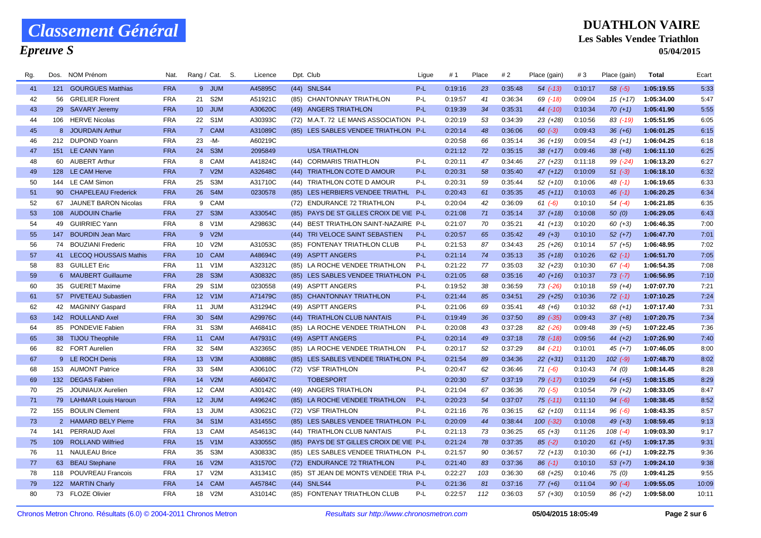# Classement Général

## Epreuve S

**DUATHLON VAIRE**

**Les Sables Vendee Triathlon**

**05/04/2015**

| Rg. | Dos. | NOM Prénom | Nat. | Rang / Cat. | S. | Licence | Dpt. Club | Ligue | # 1 | Place | # 2 | Place (gain) | # 3 | Place (gain) | Total | Ecart |
|---|---|---|---|---|---|---|---|---|---|---|---|---|---|---|---|---|
| 41 | 121 | GOURGUES Matthias | FRA | 9 JUM | | A45895C | (44) SNLS44 | P-L | 0:19:16 | 23 | 0:35:48 | 54 (-13) | 0:10:17 | 58 (-5) | 1:05:19.55 | 5:33 |
| 42 | 56 | GRELIER Florent | FRA | 21 S2M | | A51921C | (85) CHANTONNAY TRIATHLON | P-L | 0:19:57 | 41 | 0:36:34 | 69 (-18) | 0:09:04 | 15 (+17) | 1:05:34.00 | 5:47 |
| 43 | 29 | SAVARY Jeremy | FRA | 10 JUM | | A30620C | (49) ANGERS TRIATHLON | P-L | 0:19:39 | 34 | 0:35:31 | 44 (-10) | 0:10:34 | 70 (+1) | 1:05:41.90 | 5:55 |
| 44 | 106 | HERVE Nicolas | FRA | 22 S1M | | A30393C | (72) M.A.T. 72 LE MANS ASSOCIATION | P-L | 0:20:19 | 53 | 0:34:39 | 23 (+28) | 0:10:56 | 83 (-19) | 1:05:51.95 | 6:05 |
| 45 | 8 | JOURDAIN Arthur | FRA | 7 CAM | | A31089C | (85) LES SABLES VENDEE TRIATHLON | P-L | 0:20:14 | 48 | 0:36:06 | 60 (-3) | 0:09:43 | 36 (+6) | 1:06:01.25 | 6:15 |
| 46 | 212 | DUPOND Yoann | FRA | 23 -M- | | A60219C | | | 0:20:58 | 66 | 0:35:14 | 36 (+19) | 0:09:54 | 43 (+1) | 1:06:04.25 | 6:18 |
| 47 | 151 | LE CANN Yann | FRA | 24 S3M | | 2095849 | USA TRIATHLON | | 0:21:12 | 72 | 0:35:15 | 38 (+17) | 0:09:46 | 38 (+8) | 1:06:11.10 | 6:25 |
| 48 | 60 | AUBERT Arthur | FRA | 8 CAM | | A41824C | (44) CORMARIS TRIATHLON | P-L | 0:20:11 | 47 | 0:34:46 | 27 (+23) | 0:11:18 | 99 (-24) | 1:06:13.20 | 6:27 |
| 49 | 128 | LE CAM Herve | FRA | 7 V2M | | A32648C | (44) TRIATHLON COTE D AMOUR | P-L | 0:20:31 | 58 | 0:35:40 | 47 (+12) | 0:10:09 | 51 (-3) | 1:06:18.10 | 6:32 |
| 50 | 144 | LE CAM Simon | FRA | 25 S3M | | A31710C | (44) TRIATHLON COTE D AMOUR | P-L | 0:20:31 | 59 | 0:35:44 | 52 (+10) | 0:10:06 | 48 (-1) | 1:06:19.65 | 6:33 |
| 51 | 90 | CHAPELEAU Frederick | FRA | 26 S4M | | 0230578 | (85) LES HERBIERS VENDEE TRIATHL | P-L | 0:20:43 | 61 | 0:35:35 | 45 (+11) | 0:10:03 | 46 (-1) | 1:06:20.25 | 6:34 |
| 52 | 67 | JAUNET BARON Nicolas | FRA | 9 CAM | | | (72) ENDURANCE 72 TRIATHLON | P-L | 0:20:04 | 42 | 0:36:09 | 61 (-6) | 0:10:10 | 54 (-4) | 1:06:21.85 | 6:35 |
| 53 | 108 | AUDOUIN Charlie | FRA | 27 S3M | | A33054C | (85) PAYS DE ST GILLES CROIX DE VIE | P-L | 0:21:08 | 71 | 0:35:14 | 37 (+18) | 0:10:08 | 50 (0) | 1:06:29.05 | 6:43 |
| 54 | 49 | GUIRRIEC Yann | FRA | 8 V1M | | A29863C | (44) BEST TRIATHLON SAINT-NAZAIRE | P-L | 0:21:07 | 70 | 0:35:21 | 41 (+13) | 0:10:20 | 60 (+3) | 1:06:46.35 | 7:00 |
| 55 | 147 | BOURDIN Jean Marc | FRA | 9 V2M | | | (44) TRI VELOCE SAINT SEBASTIEN | P-L | 0:20:57 | 65 | 0:35:42 | 49 (+3) | 0:10:10 | 52 (+7) | 1:06:47.70 | 7:01 |
| 56 | 74 | BOUZIANI Frederic | FRA | 10 V2M | | A31053C | (85) FONTENAY TRIATHLON CLUB | P-L | 0:21:53 | 87 | 0:34:43 | 25 (+26) | 0:10:14 | 57 (+5) | 1:06:48.95 | 7:02 |
| 57 | 41 | LECOQ HOUSSAIS Mathis | FRA | 10 CAM | | A48694C | (49) ASPTT ANGERS | P-L | 0:21:14 | 74 | 0:35:13 | 35 (+18) | 0:10:26 | 62 (-1) | 1:06:51.70 | 7:05 |
| 58 | 83 | GUILLET Eric | FRA | 11 V1M | | A32312C | (85) LA ROCHE VENDEE TRIATHLON | P-L | 0:21:22 | 77 | 0:35:03 | 32 (+23) | 0:10:30 | 67 (-4) | 1:06:54.35 | 7:08 |
| 59 | 6 | MAUBERT Guillaume | FRA | 28 S3M | | A30832C | (85) LES SABLES VENDEE TRIATHLON | P-L | 0:21:05 | 68 | 0:35:16 | 40 (+16) | 0:10:37 | 73 (-7) | 1:06:56.95 | 7:10 |
| 60 | 35 | GUERET Maxime | FRA | 29 S1M | | 0230558 | (49) ASPTT ANGERS | P-L | 0:19:52 | 38 | 0:36:59 | 73 (-26) | 0:10:18 | 59 (+4) | 1:07:07.70 | 7:21 |
| 61 | 57 | PIVETEAU Subastien | FRA | 12 V1M | | A71479C | (85) CHANTONNAY TRIATHLON | P-L | 0:21:44 | 85 | 0:34:51 | 29 (+25) | 0:10:36 | 72 (-1) | 1:07:10.25 | 7:24 |
| 62 | 42 | MAGNINY Gaspard | FRA | 11 JUM | | A31294C | (49) ASPTT ANGERS | P-L | 0:21:06 | 69 | 0:35:41 | 48 (+6) | 0:10:32 | 68 (+1) | 1:07:17.40 | 7:31 |
| 63 | 142 | ROULLAND Axel | FRA | 30 S4M | | A29976C | (44) TRIATHLON CLUB NANTAIS | P-L | 0:19:49 | 36 | 0:37:50 | 89 (-35) | 0:09:43 | 37 (+8) | 1:07:20.75 | 7:34 |
| 64 | 85 | PONDEVIE Fabien | FRA | 31 S3M | | A46841C | (85) LA ROCHE VENDEE TRIATHLON | P-L | 0:20:08 | 43 | 0:37:28 | 82 (-26) | 0:09:48 | 39 (+5) | 1:07:22.45 | 7:36 |
| 65 | 38 | TIJOU Theophile | FRA | 11 CAM | | A47931C | (49) ASPTT ANGERS | P-L | 0:20:14 | 49 | 0:37:18 | 78 (-18) | 0:09:56 | 44 (+2) | 1:07:26.90 | 7:40 |
| 66 | 82 | FORT Aurelien | FRA | 32 S4M | | A32365C | (85) LA ROCHE VENDEE TRIATHLON | P-L | 0:20:17 | 52 | 0:37:29 | 84 (-21) | 0:10:01 | 45 (+7) | 1:07:46.05 | 8:00 |
| 67 | 9 | LE ROCH Denis | FRA | 13 V3M | | A30888C | (85) LES SABLES VENDEE TRIATHLON | P-L | 0:21:54 | 89 | 0:34:36 | 22 (+31) | 0:11:20 | 102 (-9) | 1:07:48.70 | 8:02 |
| 68 | 153 | AUMONT Patrice | FRA | 33 S4M | | A30610C | (72) VSF TRIATHLON | P-L | 0:20:47 | 62 | 0:36:46 | 71 (-6) | 0:10:43 | 74 (0) | 1:08:14.45 | 8:28 |
| 69 | 132 | DEGAS Fabien | FRA | 14 V2M | | A66047C | TOBESPORT | | 0:20:30 | 57 | 0:37:19 | 79 (-17) | 0:10:29 | 64 (+5) | 1:08:15.85 | 8:29 |
| 70 | 25 | JOUNIAUX Aurelien | FRA | 12 CAM | | A30142C | (49) ANGERS TRIATHLON | P-L | 0:21:04 | 67 | 0:36:36 | 70 (-5) | 0:10:54 | 79 (+2) | 1:08:33.05 | 8:47 |
| 71 | 79 | LAHMAR Louis Haroun | FRA | 12 JUM | | A49624C | (85) LA ROCHE VENDEE TRIATHLON | P-L | 0:20:23 | 54 | 0:37:07 | 75 (-11) | 0:11:10 | 94 (-6) | 1:08:38.45 | 8:52 |
| 72 | 155 | BOULIN Clement | FRA | 13 JUM | | A30621C | (72) VSF TRIATHLON | P-L | 0:21:16 | 76 | 0:36:15 | 62 (+10) | 0:11:14 | 96 (-6) | 1:08:43.35 | 8:57 |
| 73 | 2 | HAMARD BELY Pierre | FRA | 34 S1M | | A31455C | (85) LES SABLES VENDEE TRIATHLON | P-L | 0:20:09 | 44 | 0:38:44 | 100 (-32) | 0:10:08 | 49 (+3) | 1:08:59.45 | 9:13 |
| 74 | 141 | PERRAUD Axel | FRA | 13 CAM | | A54613C | (44) TRIATHLON CLUB NANTAIS | P-L | 0:21:13 | 73 | 0:36:25 | 65 (+3) | 0:11:26 | 108 (-4) | 1:09:03.30 | 9:17 |
| 75 | 109 | ROLLAND Wilfried | FRA | 15 V1M | | A33055C | (85) PAYS DE ST GILLES CROIX DE VIE | P-L | 0:21:24 | 78 | 0:37:35 | 85 (-2) | 0:10:20 | 61 (+5) | 1:09:17.35 | 9:31 |
| 76 | 11 | NAULEAU Brice | FRA | 35 S3M | | A30833C | (85) LES SABLES VENDEE TRIATHLON | P-L | 0:21:57 | 90 | 0:36:57 | 72 (+13) | 0:10:30 | 66 (+1) | 1:09:22.75 | 9:36 |
| 77 | 63 | BEAU Stephane | FRA | 16 V2M | | A31570C | (72) ENDURANCE 72 TRIATHLON | P-L | 0:21:40 | 83 | 0:37:36 | 86 (-1) | 0:10:10 | 53 (+7) | 1:09:24.10 | 9:38 |
| 78 | 118 | POUVREAU Francois | FRA | 17 V2M | | A31341C | (85) ST JEAN DE MONTS VENDEE TRIA | P-L | 0:22:27 | 103 | 0:36:30 | 68 (+25) | 0:10:46 | 75 (0) | 1:09:41.25 | 9:55 |
| 79 | 122 | MARTIN Charly | FRA | 14 CAM | | A45784C | (44) SNLS44 | P-L | 0:21:36 | 81 | 0:37:16 | 77 (+6) | 0:11:04 | 90 (-4) | 1:09:55.05 | 10:09 |
| 80 | 73 | FLOZE Olivier | FRA | 18 V2M | | A31014C | (85) FONTENAY TRIATHLON CLUB | P-L | 0:22:57 | 112 | 0:36:03 | 57 (+30) | 0:10:59 | 86 (+2) | 1:09:58.00 | 10:11 |

Chronos Metron Chrono. Résultats (6.0) © 2004-2011 Chronos Metron — Resultats sur http://www.chronosmetron.com — 05/04/2015 18:05:49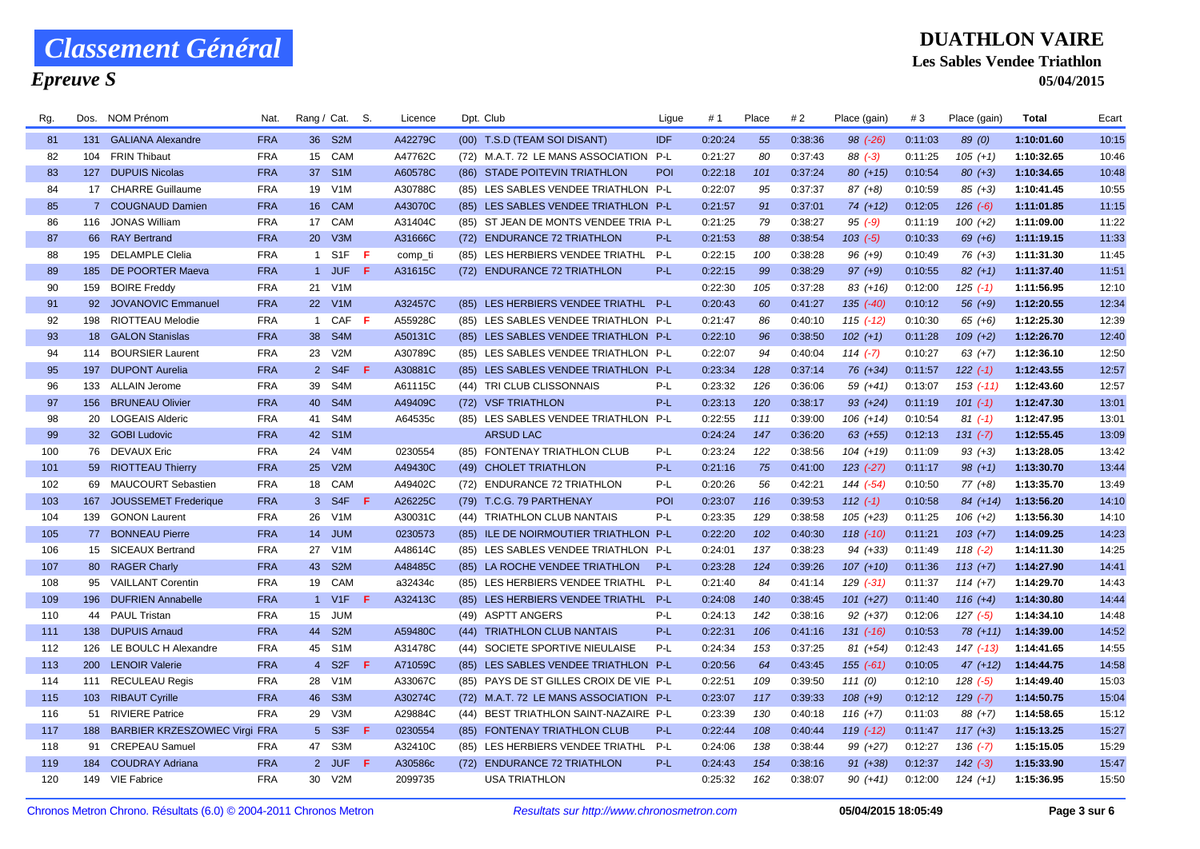# Classement Général

## Epreuve S

**DUATHLON VAIRE**
**Les Sables Vendee Triathlon**
**05/04/2015**

| Rg. | Dos. | NOM Prénom | Nat. | Rang / Cat. | | S. | Licence | Dpt. Club | Ligue | # 1 | Place | # 2 | Place (gain) | # 3 | Place (gain) | Total | Ecart |
|---|---|---|---|---|---|---|---|---|---|---|---|---|---|---|---|---|---|
| 81 | 131 | GALIANA Alexandre | FRA | 36 | S2M | | A42279C | (00) T.S.D (TEAM SOI DISANT) | IDF | 0:20:24 | 55 | 0:38:36 | 98 (-26) | 0:11:03 | 89 (0) | 1:10:01.60 | 10:15 |
| 82 | 104 | FRIN Thibaut | FRA | 15 | CAM | | A47762C | (72) M.A.T. 72 LE MANS ASSOCIATION | P-L | 0:21:27 | 80 | 0:37:43 | 88 (-3) | 0:11:25 | 105 (+1) | 1:10:32.65 | 10:46 |
| 83 | 127 | DUPUIS Nicolas | FRA | 37 | S1M | | A60578C | (86) STADE POITEVIN TRIATHLON | POI | 0:22:18 | 101 | 0:37:24 | 80 (+15) | 0:10:54 | 80 (+3) | 1:10:34.65 | 10:48 |
| 84 | 17 | CHARRE Guillaume | FRA | 19 | V1M | | A30788C | (85) LES SABLES VENDEE TRIATHLON | P-L | 0:22:07 | 95 | 0:37:37 | 87 (+8) | 0:10:59 | 85 (+3) | 1:10:41.45 | 10:55 |
| 85 | 7 | COUGNAUD Damien | FRA | 16 | CAM | | A43070C | (85) LES SABLES VENDEE TRIATHLON | P-L | 0:21:57 | 91 | 0:37:01 | 74 (+12) | 0:12:05 | 126 (-6) | 1:11:01.85 | 11:15 |
| 86 | 116 | JONAS William | FRA | 17 | CAM | | A31404C | (85) ST JEAN DE MONTS VENDEE TRIA | P-L | 0:21:25 | 79 | 0:38:27 | 95 (-9) | 0:11:19 | 100 (+2) | 1:11:09.00 | 11:22 |
| 87 | 66 | RAY Bertrand | FRA | 20 | V3M | | A31666C | (72) ENDURANCE 72 TRIATHLON | P-L | 0:21:53 | 88 | 0:38:54 | 103 (-5) | 0:10:33 | 69 (+6) | 1:11:19.15 | 11:33 |
| 88 | 195 | DELAMPLE Clelia | FRA | 1 | S1F | F | comp_ti | (85) LES HERBIERS VENDEE TRIATHL | P-L | 0:22:15 | 100 | 0:38:28 | 96 (+9) | 0:10:49 | 76 (+3) | 1:11:31.30 | 11:45 |
| 89 | 185 | DE POORTER Maeva | FRA | 1 | JUF | F | A31615C | (72) ENDURANCE 72 TRIATHLON | P-L | 0:22:15 | 99 | 0:38:29 | 97 (+9) | 0:10:55 | 82 (+1) | 1:11:37.40 | 11:51 |
| 90 | 159 | BOIRE Freddy | FRA | 21 | V1M | | | | | 0:22:30 | 105 | 0:37:28 | 83 (+16) | 0:12:00 | 125 (-1) | 1:11:56.95 | 12:10 |
| 91 | 92 | JOVANOVIC Emmanuel | FRA | 22 | V1M | | A32457C | (85) LES HERBIERS VENDEE TRIATHL | P-L | 0:20:43 | 60 | 0:41:27 | 135 (-40) | 0:10:12 | 56 (+9) | 1:12:20.55 | 12:34 |
| 92 | 198 | RIOTTEAU Melodie | FRA | 1 | CAF | F | A55928C | (85) LES SABLES VENDEE TRIATHLON | P-L | 0:21:47 | 86 | 0:40:10 | 115 (-12) | 0:10:30 | 65 (+6) | 1:12:25.30 | 12:39 |
| 93 | 18 | GALON Stanislas | FRA | 38 | S4M | | A50131C | (85) LES SABLES VENDEE TRIATHLON | P-L | 0:22:10 | 96 | 0:38:50 | 102 (+1) | 0:11:28 | 109 (+2) | 1:12:26.70 | 12:40 |
| 94 | 114 | BOURSIER Laurent | FRA | 23 | V2M | | A30789C | (85) LES SABLES VENDEE TRIATHLON | P-L | 0:22:07 | 94 | 0:40:04 | 114 (-7) | 0:10:27 | 63 (+7) | 1:12:36.10 | 12:50 |
| 95 | 197 | DUPONT Aurelia | FRA | 2 | S4F | F | A30881C | (85) LES SABLES VENDEE TRIATHLON | P-L | 0:23:34 | 128 | 0:37:14 | 76 (+34) | 0:11:57 | 122 (-1) | 1:12:43.55 | 12:57 |
| 96 | 133 | ALLAIN Jerome | FRA | 39 | S4M | | A61115C | (44) TRI CLUB CLISSONNAIS | P-L | 0:23:32 | 126 | 0:36:06 | 59 (+41) | 0:13:07 | 153 (-11) | 1:12:43.60 | 12:57 |
| 97 | 156 | BRUNEAU Olivier | FRA | 40 | S4M | | A49409C | (72) VSF TRIATHLON | P-L | 0:23:13 | 120 | 0:38:17 | 93 (+24) | 0:11:19 | 101 (-1) | 1:12:47.30 | 13:01 |
| 98 | 20 | LOGEAIS Alderic | FRA | 41 | S4M | | A64535c | (85) LES SABLES VENDEE TRIATHLON | P-L | 0:22:55 | 111 | 0:39:00 | 106 (+14) | 0:10:54 | 81 (-1) | 1:12:47.95 | 13:01 |
| 99 | 32 | GOBI Ludovic | FRA | 42 | S1M | | | ARSUD LAC | | 0:24:24 | 147 | 0:36:20 | 63 (+55) | 0:12:13 | 131 (-7) | 1:12:55.45 | 13:09 |
| 100 | 76 | DEVAUX Eric | FRA | 24 | V4M | | 0230554 | (85) FONTENAY TRIATHLON CLUB | P-L | 0:23:24 | 122 | 0:38:56 | 104 (+19) | 0:11:09 | 93 (+3) | 1:13:28.05 | 13:42 |
| 101 | 59 | RIOTTEAU Thierry | FRA | 25 | V2M | | A49430C | (49) CHOLET TRIATHLON | P-L | 0:21:16 | 75 | 0:41:00 | 123 (-27) | 0:11:17 | 98 (+1) | 1:13:30.70 | 13:44 |
| 102 | 69 | MAUCOURT Sebastien | FRA | 18 | CAM | | A49402C | (72) ENDURANCE 72 TRIATHLON | P-L | 0:20:26 | 56 | 0:42:21 | 144 (-54) | 0:10:50 | 77 (+8) | 1:13:35.70 | 13:49 |
| 103 | 167 | JOUSSEMET Frederique | FRA | 3 | S4F | F | A26225C | (79) T.C.G. 79 PARTHENAY | POI | 0:23:07 | 116 | 0:39:53 | 112 (-1) | 0:10:58 | 84 (+14) | 1:13:56.20 | 14:10 |
| 104 | 139 | GONON Laurent | FRA | 26 | V1M | | A30031C | (44) TRIATHLON CLUB NANTAIS | P-L | 0:23:35 | 129 | 0:38:58 | 105 (+23) | 0:11:25 | 106 (+2) | 1:13:56.30 | 14:10 |
| 105 | 77 | BONNEAU Pierre | FRA | 14 | JUM | | 0230573 | (85) ILE DE NOIRMOUTIER TRIATHLON | P-L | 0:22:20 | 102 | 0:40:30 | 118 (-10) | 0:11:21 | 103 (+7) | 1:14:09.25 | 14:23 |
| 106 | 15 | SICEAUX Bertrand | FRA | 27 | V1M | | A48614C | (85) LES SABLES VENDEE TRIATHLON | P-L | 0:24:01 | 137 | 0:38:23 | 94 (+33) | 0:11:49 | 118 (-2) | 1:14:11.30 | 14:25 |
| 107 | 80 | RAGER Charly | FRA | 43 | S2M | | A48485C | (85) LA ROCHE VENDEE TRIATHLON | P-L | 0:23:28 | 124 | 0:39:26 | 107 (+10) | 0:11:36 | 113 (+7) | 1:14:27.90 | 14:41 |
| 108 | 95 | VAILLANT Corentin | FRA | 19 | CAM | | a32434c | (85) LES HERBIERS VENDEE TRIATHL | P-L | 0:21:40 | 84 | 0:41:14 | 129 (-31) | 0:11:37 | 114 (+7) | 1:14:29.70 | 14:43 |
| 109 | 196 | DUFRIEN Annabelle | FRA | 1 | V1F | F | A32413C | (85) LES HERBIERS VENDEE TRIATHL | P-L | 0:24:08 | 140 | 0:38:45 | 101 (+27) | 0:11:40 | 116 (+4) | 1:14:30.80 | 14:44 |
| 110 | 44 | PAUL Tristan | FRA | 15 | JUM | | | (49) ASPTT ANGERS | P-L | 0:24:13 | 142 | 0:38:16 | 92 (+37) | 0:12:06 | 127 (-5) | 1:14:34.10 | 14:48 |
| 111 | 138 | DUPUIS Arnaud | FRA | 44 | S2M | | A59480C | (44) TRIATHLON CLUB NANTAIS | P-L | 0:22:31 | 106 | 0:41:16 | 131 (-16) | 0:10:53 | 78 (+11) | 1:14:39.00 | 14:52 |
| 112 | 126 | LE BOULC H Alexandre | FRA | 45 | S1M | | A31478C | (44) SOCIETE SPORTIVE NIEULAISE | P-L | 0:24:34 | 153 | 0:37:25 | 81 (+54) | 0:12:43 | 147 (-13) | 1:14:41.65 | 14:55 |
| 113 | 200 | LENOIR Valerie | FRA | 4 | S2F | F | A71059C | (85) LES SABLES VENDEE TRIATHLON | P-L | 0:20:56 | 64 | 0:43:45 | 155 (-61) | 0:10:05 | 47 (+12) | 1:14:44.75 | 14:58 |
| 114 | 111 | RECULEAU Regis | FRA | 28 | V1M | | A33067C | (85) PAYS DE ST GILLES CROIX DE VIE | P-L | 0:22:51 | 109 | 0:39:50 | 111 (0) | 0:12:10 | 128 (-5) | 1:14:49.40 | 15:03 |
| 115 | 103 | RIBAUT Cyrille | FRA | 46 | S3M | | A30274C | (72) M.A.T. 72 LE MANS ASSOCIATION | P-L | 0:23:07 | 117 | 0:39:33 | 108 (+9) | 0:12:12 | 129 (-7) | 1:14:50.75 | 15:04 |
| 116 | 51 | RIVIERE Patrice | FRA | 29 | V3M | | A29884C | (44) BEST TRIATHLON SAINT-NAZAIRE | P-L | 0:23:39 | 130 | 0:40:18 | 116 (+7) | 0:11:03 | 88 (+7) | 1:14:58.65 | 15:12 |
| 117 | 188 | BARBIER KRZESZOWIEC Virgi | FRA | 5 | S3F | F | 0230554 | (85) FONTENAY TRIATHLON CLUB | P-L | 0:22:44 | 108 | 0:40:44 | 119 (-12) | 0:11:47 | 117 (+3) | 1:15:13.25 | 15:27 |
| 118 | 91 | CREPEAU Samuel | FRA | 47 | S3M | | A32410C | (85) LES HERBIERS VENDEE TRIATHL | P-L | 0:24:06 | 138 | 0:38:44 | 99 (+27) | 0:12:27 | 136 (-7) | 1:15:15.05 | 15:29 |
| 119 | 184 | COUDRAY Adriana | FRA | 2 | JUF | F | A30586c | (72) ENDURANCE 72 TRIATHLON | P-L | 0:24:43 | 154 | 0:38:16 | 91 (+38) | 0:12:37 | 142 (-3) | 1:15:33.90 | 15:47 |
| 120 | 149 | VIE Fabrice | FRA | 30 | V2M | | 2099735 | USA TRIATHLON | | 0:25:32 | 162 | 0:38:07 | 90 (+41) | 0:12:00 | 124 (+1) | 1:15:36.95 | 15:50 |

Chronos Metron Chrono. Résultats (6.0) © 2004-2011 Chronos Metron — *Resultats sur http://www.chronosmetron.com* — **05/04/2015 18:05:49**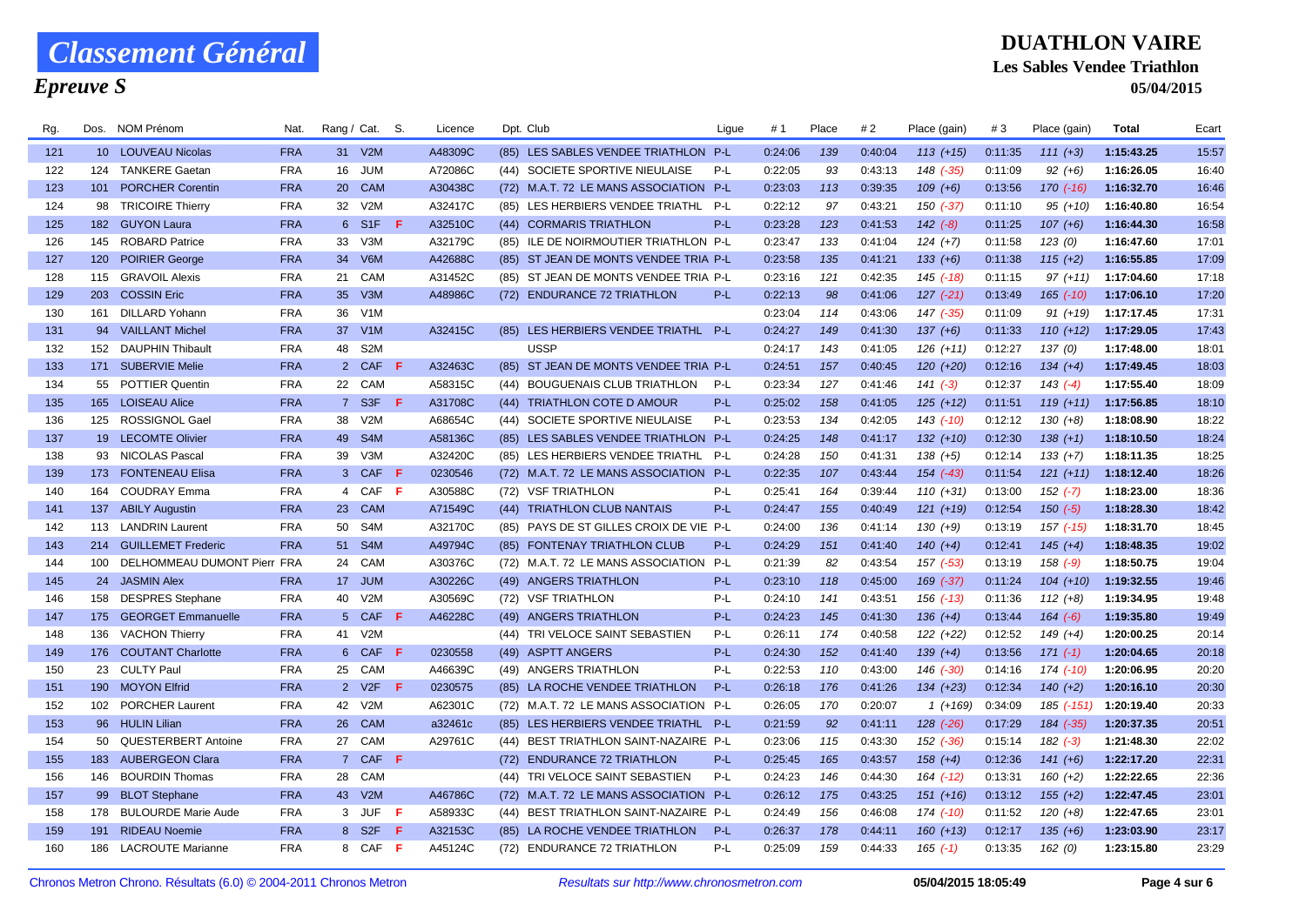# Classement Général

## Epreuve S

**DUATHLON VAIRE**

**Les Sables Vendee Triathlon**

**05/04/2015**

| Rg. | Dos. | NOM Prénom | Nat. | Rang / Cat. | | S. | Licence | Dpt. Club | Ligue | # 1 | Place | # 2 | Place (gain) | # 3 | Place (gain) | Total | Ecart |
|---|---|---|---|---|---|---|---|---|---|---|---|---|---|---|---|---|---|
| 121 | 10 | LOUVEAU Nicolas | FRA | 31 | V2M | | A48309C | (85) LES SABLES VENDEE TRIATHLON | P-L | 0:24:06 | 139 | 0:40:04 | 113 (+15) | 0:11:35 | 111 (+3) | 1:15:43.25 | 15:57 |
| 122 | 124 | TANKERE Gaetan | FRA | 16 | JUM | | A72086C | (44) SOCIETE SPORTIVE NIEULAISE | P-L | 0:22:05 | 93 | 0:43:13 | 148 (-35) | 0:11:09 | 92 (+6) | 1:16:26.05 | 16:40 |
| 123 | 101 | PORCHER Corentin | FRA | 20 | CAM | | A30438C | (72) M.A.T. 72 LE MANS ASSOCIATION | P-L | 0:23:03 | 113 | 0:39:35 | 109 (+6) | 0:13:56 | 170 (-16) | 1:16:32.70 | 16:46 |
| 124 | 98 | TRICOIRE Thierry | FRA | 32 | V2M | | A32417C | (85) LES HERBIERS VENDEE TRIATHL | P-L | 0:22:12 | 97 | 0:43:21 | 150 (-37) | 0:11:10 | 95 (+10) | 1:16:40.80 | 16:54 |
| 125 | 182 | GUYON Laura | FRA | 6 | S1F | F | A32510C | (44) CORMARIS TRIATHLON | P-L | 0:23:28 | 123 | 0:41:53 | 142 (-8) | 0:11:25 | 107 (+6) | 1:16:44.30 | 16:58 |
| 126 | 145 | ROBARD Patrice | FRA | 33 | V3M | | A32179C | (85) ILE DE NOIRMOUTIER TRIATHLON | P-L | 0:23:47 | 133 | 0:41:04 | 124 (+7) | 0:11:58 | 123 (0) | 1:16:47.60 | 17:01 |
| 127 | 120 | POIRIER George | FRA | 34 | V6M | | A42688C | (85) ST JEAN DE MONTS VENDEE TRIA | P-L | 0:23:58 | 135 | 0:41:21 | 133 (+6) | 0:11:38 | 115 (+2) | 1:16:55.85 | 17:09 |
| 128 | 115 | GRAVOIL Alexis | FRA | 21 | CAM | | A31452C | (85) ST JEAN DE MONTS VENDEE TRIA | P-L | 0:23:16 | 121 | 0:42:35 | 145 (-18) | 0:11:15 | 97 (+11) | 1:17:04.60 | 17:18 |
| 129 | 203 | COSSIN Eric | FRA | 35 | V3M | | A48986C | (72) ENDURANCE 72 TRIATHLON | P-L | 0:22:13 | 98 | 0:41:06 | 127 (-21) | 0:13:49 | 165 (-10) | 1:17:06.10 | 17:20 |
| 130 | 161 | DILLARD Yohann | FRA | 36 | V1M | | | | | 0:23:04 | 114 | 0:43:06 | 147 (-35) | 0:11:09 | 91 (+19) | 1:17:17.45 | 17:31 |
| 131 | 94 | VAILLANT Michel | FRA | 37 | V1M | | A32415C | (85) LES HERBIERS VENDEE TRIATHL | P-L | 0:24:27 | 149 | 0:41:30 | 137 (+6) | 0:11:33 | 110 (+12) | 1:17:29.05 | 17:43 |
| 132 | 152 | DAUPHIN Thibault | FRA | 48 | S2M | | | USSP | | 0:24:17 | 143 | 0:41:05 | 126 (+11) | 0:12:27 | 137 (0) | 1:17:48.00 | 18:01 |
| 133 | 171 | SUBERVIE Melie | FRA | 2 | CAF | F | A32463C | (85) ST JEAN DE MONTS VENDEE TRIA | P-L | 0:24:51 | 157 | 0:40:45 | 120 (+20) | 0:12:16 | 134 (+4) | 1:17:49.45 | 18:03 |
| 134 | 55 | POTTIER Quentin | FRA | 22 | CAM | | A58315C | (44) BOUGUENAIS CLUB TRIATHLON | P-L | 0:23:34 | 127 | 0:41:46 | 141 (-3) | 0:12:37 | 143 (-4) | 1:17:55.40 | 18:09 |
| 135 | 165 | LOISEAU Alice | FRA | 7 | S3F | F | A31708C | (44) TRIATHLON COTE D AMOUR | P-L | 0:25:02 | 158 | 0:41:05 | 125 (+12) | 0:11:51 | 119 (+11) | 1:17:56.85 | 18:10 |
| 136 | 125 | ROSSIGNOL Gael | FRA | 38 | V2M | | A68654C | (44) SOCIETE SPORTIVE NIEULAISE | P-L | 0:23:53 | 134 | 0:42:05 | 143 (-10) | 0:12:12 | 130 (+8) | 1:18:08.90 | 18:22 |
| 137 | 19 | LECOMTE Olivier | FRA | 49 | S4M | | A58136C | (85) LES SABLES VENDEE TRIATHLON | P-L | 0:24:25 | 148 | 0:41:17 | 132 (+10) | 0:12:30 | 138 (+1) | 1:18:10.50 | 18:24 |
| 138 | 93 | NICOLAS Pascal | FRA | 39 | V3M | | A32420C | (85) LES HERBIERS VENDEE TRIATHL | P-L | 0:24:28 | 150 | 0:41:31 | 138 (+5) | 0:12:14 | 133 (+7) | 1:18:11.35 | 18:25 |
| 139 | 173 | FONTENEAU Elisa | FRA | 3 | CAF | F | 0230546 | (72) M.A.T. 72 LE MANS ASSOCIATION | P-L | 0:22:35 | 107 | 0:43:44 | 154 (-43) | 0:11:54 | 121 (+11) | 1:18:12.40 | 18:26 |
| 140 | 164 | COUDRAY Emma | FRA | 4 | CAF | F | A30588C | (72) VSF TRIATHLON | P-L | 0:25:41 | 164 | 0:39:44 | 110 (+31) | 0:13:00 | 152 (-7) | 1:18:23.00 | 18:36 |
| 141 | 137 | ABILY Augustin | FRA | 23 | CAM | | A71549C | (44) TRIATHLON CLUB NANTAIS | P-L | 0:24:47 | 155 | 0:40:49 | 121 (+19) | 0:12:54 | 150 (-5) | 1:18:28.30 | 18:42 |
| 142 | 113 | LANDRIN Laurent | FRA | 50 | S4M | | A32170C | (85) PAYS DE ST GILLES CROIX DE VIE | P-L | 0:24:00 | 136 | 0:41:14 | 130 (+9) | 0:13:19 | 157 (-15) | 1:18:31.70 | 18:45 |
| 143 | 214 | GUILLEMET Frederic | FRA | 51 | S4M | | A49794C | (85) FONTENAY TRIATHLON CLUB | P-L | 0:24:29 | 151 | 0:41:40 | 140 (+4) | 0:12:41 | 145 (+4) | 1:18:48.35 | 19:02 |
| 144 | 100 | DELHOMMEAU DUMONT Pierr | FRA | 24 | CAM | | A30376C | (72) M.A.T. 72 LE MANS ASSOCIATION | P-L | 0:21:39 | 82 | 0:43:54 | 157 (-53) | 0:13:19 | 158 (-9) | 1:18:50.75 | 19:04 |
| 145 | 24 | JASMIN Alex | FRA | 17 | JUM | | A30226C | (49) ANGERS TRIATHLON | P-L | 0:23:10 | 118 | 0:45:00 | 169 (-37) | 0:11:24 | 104 (+10) | 1:19:32.55 | 19:46 |
| 146 | 158 | DESPRES Stephane | FRA | 40 | V2M | | A30569C | (72) VSF TRIATHLON | P-L | 0:24:10 | 141 | 0:43:51 | 156 (-13) | 0:11:36 | 112 (+8) | 1:19:34.95 | 19:48 |
| 147 | 175 | GEORGET Emmanuelle | FRA | 5 | CAF | F | A46228C | (49) ANGERS TRIATHLON | P-L | 0:24:23 | 145 | 0:41:30 | 136 (+4) | 0:13:44 | 164 (-6) | 1:19:35.80 | 19:49 |
| 148 | 136 | VACHON Thierry | FRA | 41 | V2M | | | (44) TRI VELOCE SAINT SEBASTIEN | P-L | 0:26:11 | 174 | 0:40:58 | 122 (+22) | 0:12:52 | 149 (+4) | 1:20:00.25 | 20:14 |
| 149 | 176 | COUTANT Charlotte | FRA | 6 | CAF | F | 0230558 | (49) ASPTT ANGERS | P-L | 0:24:30 | 152 | 0:41:40 | 139 (+4) | 0:13:56 | 171 (-1) | 1:20:04.65 | 20:18 |
| 150 | 23 | CULTY Paul | FRA | 25 | CAM | | A46639C | (49) ANGERS TRIATHLON | P-L | 0:22:53 | 110 | 0:43:00 | 146 (-30) | 0:14:16 | 174 (-10) | 1:20:06.95 | 20:20 |
| 151 | 190 | MOYON Elfrid | FRA | 2 | V2F | F | 0230575 | (85) LA ROCHE VENDEE TRIATHLON | P-L | 0:26:18 | 176 | 0:41:26 | 134 (+23) | 0:12:34 | 140 (+2) | 1:20:16.10 | 20:30 |
| 152 | 102 | PORCHER Laurent | FRA | 42 | V2M | | A62301C | (72) M.A.T. 72 LE MANS ASSOCIATION | P-L | 0:26:05 | 170 | 0:20:07 | 1 (+169) | 0:34:09 | 185 (-151) | 1:20:19.40 | 20:33 |
| 153 | 96 | HULIN Lilian | FRA | 26 | CAM | | a32461c | (85) LES HERBIERS VENDEE TRIATHL | P-L | 0:21:59 | 92 | 0:41:11 | 128 (-26) | 0:17:29 | 184 (-35) | 1:20:37.35 | 20:51 |
| 154 | 50 | QUESTERBERT Antoine | FRA | 27 | CAM | | A29761C | (44) BEST TRIATHLON SAINT-NAZAIRE | P-L | 0:23:06 | 115 | 0:43:30 | 152 (-36) | 0:15:14 | 182 (-3) | 1:21:48.30 | 22:02 |
| 155 | 183 | AUBERGEON Clara | FRA | 7 | CAF | F | | (72) ENDURANCE 72 TRIATHLON | P-L | 0:25:45 | 165 | 0:43:57 | 158 (+4) | 0:12:36 | 141 (+6) | 1:22:17.20 | 22:31 |
| 156 | 146 | BOURDIN Thomas | FRA | 28 | CAM | | | (44) TRI VELOCE SAINT SEBASTIEN | P-L | 0:24:23 | 146 | 0:44:30 | 164 (-12) | 0:13:31 | 160 (+2) | 1:22:22.65 | 22:36 |
| 157 | 99 | BLOT Stephane | FRA | 43 | V2M | | A46786C | (72) M.A.T. 72 LE MANS ASSOCIATION | P-L | 0:26:12 | 175 | 0:43:25 | 151 (+16) | 0:13:12 | 155 (+2) | 1:22:47.45 | 23:01 |
| 158 | 178 | BULOURDE Marie Aude | FRA | 3 | JUF | F | A58933C | (44) BEST TRIATHLON SAINT-NAZAIRE | P-L | 0:24:49 | 156 | 0:46:08 | 174 (-10) | 0:11:52 | 120 (+8) | 1:22:47.65 | 23:01 |
| 159 | 191 | RIDEAU Noemie | FRA | 8 | S2F | F | A32153C | (85) LA ROCHE VENDEE TRIATHLON | P-L | 0:26:37 | 178 | 0:44:11 | 160 (+13) | 0:12:17 | 135 (+6) | 1:23:03.90 | 23:17 |
| 160 | 186 | LACROUTE Marianne | FRA | 8 | CAF | F | A45124C | (72) ENDURANCE 72 TRIATHLON | P-L | 0:25:09 | 159 | 0:44:33 | 165 (-1) | 0:13:35 | 162 (0) | 1:23:15.80 | 23:29 |

Chronos Metron Chrono. Résultats (6.0) © 2004-2011 Chronos Metron — Resultats sur http://www.chronosmetron.com — 05/04/2015 18:05:49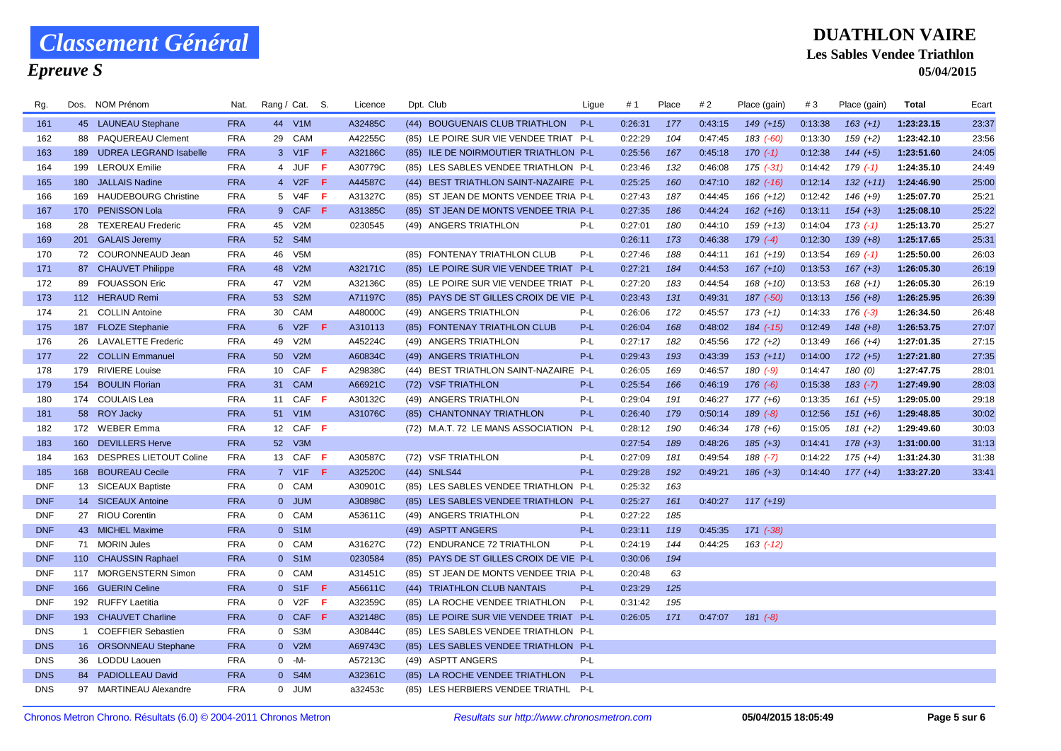# Classement Général

## Epreuve S

**DUATHLON VAIRE**

**Les Sables Vendee Triathlon**

**05/04/2015**

| Rg. | Dos. | NOM Prénom | Nat. | Rang / Cat. | | S. | Licence | Dpt. Club | Ligue | # 1 | Place | # 2 | Place (gain) | # 3 | Place (gain) | Total | Ecart |
|---|---|---|---|---|---|---|---|---|---|---|---|---|---|---|---|---|---|
| 161 | 45 | LAUNEAU Stephane | FRA | 44 | V1M | | A32485C | (44) BOUGUENAIS CLUB TRIATHLON | P-L | 0:26:31 | 177 | 0:43:15 | 149 (+15) | 0:13:38 | 163 (+1) | 1:23:23.15 | 23:37 |
| 162 | 88 | PAQUEREAU Clement | FRA | 29 | CAM | | A42255C | (85) LE POIRE SUR VIE VENDEE TRIAT | P-L | 0:22:29 | 104 | 0:47:45 | 183 (-60) | 0:13:30 | 159 (+2) | 1:23:42.10 | 23:56 |
| 163 | 189 | UDREA LEGRAND Isabelle | FRA | 3 | V1F | F | A32186C | (85) ILE DE NOIRMOUTIER TRIATHLON | P-L | 0:25:56 | 167 | 0:45:18 | 170 (-1) | 0:12:38 | 144 (+5) | 1:23:51.60 | 24:05 |
| 164 | 199 | LEROUX Emilie | FRA | 4 | JUF | F | A30779C | (85) LES SABLES VENDEE TRIATHLON | P-L | 0:23:46 | 132 | 0:46:08 | 175 (-31) | 0:14:42 | 179 (-1) | 1:24:35.10 | 24:49 |
| 165 | 180 | JALLAIS Nadine | FRA | 4 | V2F | F | A44587C | (44) BEST TRIATHLON SAINT-NAZAIRE | P-L | 0:25:25 | 160 | 0:47:10 | 182 (-16) | 0:12:14 | 132 (+11) | 1:24:46.90 | 25:00 |
| 166 | 169 | HAUDEBOURG Christine | FRA | 5 | V4F | F | A31327C | (85) ST JEAN DE MONTS VENDEE TRIA | P-L | 0:27:43 | 187 | 0:44:45 | 166 (+12) | 0:12:42 | 146 (+9) | 1:25:07.70 | 25:21 |
| 167 | 170 | PENISSON Lola | FRA | 9 | CAF | F | A31385C | (85) ST JEAN DE MONTS VENDEE TRIA | P-L | 0:27:35 | 186 | 0:44:24 | 162 (+16) | 0:13:11 | 154 (+3) | 1:25:08.10 | 25:22 |
| 168 | 28 | TEXEREAU Frederic | FRA | 45 | V2M | | 0230545 | (49) ANGERS TRIATHLON | P-L | 0:27:01 | 180 | 0:44:10 | 159 (+13) | 0:14:04 | 173 (-1) | 1:25:13.70 | 25:27 |
| 169 | 201 | GALAIS Jeremy | FRA | 52 | S4M | | | | | 0:26:11 | 173 | 0:46:38 | 179 (-4) | 0:12:30 | 139 (+8) | 1:25:17.65 | 25:31 |
| 170 | 72 | COURONNEAUD Jean | FRA | 46 | V5M | | | (85) FONTENAY TRIATHLON CLUB | P-L | 0:27:46 | 188 | 0:44:11 | 161 (+19) | 0:13:54 | 169 (-1) | 1:25:50.00 | 26:03 |
| 171 | 87 | CHAUVET Philippe | FRA | 48 | V2M | | A32171C | (85) LE POIRE SUR VIE VENDEE TRIAT | P-L | 0:27:21 | 184 | 0:44:53 | 167 (+10) | 0:13:53 | 167 (+3) | 1:26:05.30 | 26:19 |
| 172 | 89 | FOUASSON Eric | FRA | 47 | V2M | | A32136C | (85) LE POIRE SUR VIE VENDEE TRIAT | P-L | 0:27:20 | 183 | 0:44:54 | 168 (+10) | 0:13:53 | 168 (+1) | 1:26:05.30 | 26:19 |
| 173 | 112 | HERAUD Remi | FRA | 53 | S2M | | A71197C | (85) PAYS DE ST GILLES CROIX DE VIE | P-L | 0:23:43 | 131 | 0:49:31 | 187 (-50) | 0:13:13 | 156 (+8) | 1:26:25.95 | 26:39 |
| 174 | 21 | COLLIN Antoine | FRA | 30 | CAM | | A48000C | (49) ANGERS TRIATHLON | P-L | 0:26:06 | 172 | 0:45:57 | 173 (+1) | 0:14:33 | 176 (-3) | 1:26:34.50 | 26:48 |
| 175 | 187 | FLOZE Stephanie | FRA | 6 | V2F | F | A310113 | (85) FONTENAY TRIATHLON CLUB | P-L | 0:26:04 | 168 | 0:48:02 | 184 (-15) | 0:12:49 | 148 (+8) | 1:26:53.75 | 27:07 |
| 176 | 26 | LAVALETTE Frederic | FRA | 49 | V2M | | A45224C | (49) ANGERS TRIATHLON | P-L | 0:27:17 | 182 | 0:45:56 | 172 (+2) | 0:13:49 | 166 (+4) | 1:27:01.35 | 27:15 |
| 177 | 22 | COLLIN Emmanuel | FRA | 50 | V2M | | A60834C | (49) ANGERS TRIATHLON | P-L | 0:29:43 | 193 | 0:43:39 | 153 (+11) | 0:14:00 | 172 (+5) | 1:27:21.80 | 27:35 |
| 178 | 179 | RIVIERE Louise | FRA | 10 | CAF | F | A29838C | (44) BEST TRIATHLON SAINT-NAZAIRE | P-L | 0:26:05 | 169 | 0:46:57 | 180 (-9) | 0:14:47 | 180 (0) | 1:27:47.75 | 28:01 |
| 179 | 154 | BOULIN Florian | FRA | 31 | CAM | | A66921C | (72) VSF TRIATHLON | P-L | 0:25:54 | 166 | 0:46:19 | 176 (-6) | 0:15:38 | 183 (-7) | 1:27:49.90 | 28:03 |
| 180 | 174 | COULAIS Lea | FRA | 11 | CAF | F | A30132C | (49) ANGERS TRIATHLON | P-L | 0:29:04 | 191 | 0:46:27 | 177 (+6) | 0:13:35 | 161 (+5) | 1:29:05.00 | 29:18 |
| 181 | 58 | ROY Jacky | FRA | 51 | V1M | | A31076C | (85) CHANTONNAY TRIATHLON | P-L | 0:26:40 | 179 | 0:50:14 | 189 (-8) | 0:12:56 | 151 (+6) | 1:29:48.85 | 30:02 |
| 182 | 172 | WEBER Emma | FRA | 12 | CAF | F | | (72) M.A.T. 72 LE MANS ASSOCIATION | P-L | 0:28:12 | 190 | 0:46:34 | 178 (+6) | 0:15:05 | 181 (+2) | 1:29:49.60 | 30:03 |
| 183 | 160 | DEVILLERS Herve | FRA | 52 | V3M | | | | | 0:27:54 | 189 | 0:48:26 | 185 (+3) | 0:14:41 | 178 (+3) | 1:31:00.00 | 31:13 |
| 184 | 163 | DESPRES LIETOUT Coline | FRA | 13 | CAF | F | A30587C | (72) VSF TRIATHLON | P-L | 0:27:09 | 181 | 0:49:54 | 188 (-7) | 0:14:22 | 175 (+4) | 1:31:24.30 | 31:38 |
| 185 | 168 | BOUREAU Cecile | FRA | 7 | V1F | F | A32520C | (44) SNLS44 | P-L | 0:29:28 | 192 | 0:49:21 | 186 (+3) | 0:14:40 | 177 (+4) | 1:33:27.20 | 33:41 |
| DNF | 13 | SICEAUX Baptiste | FRA | 0 | CAM | | A30901C | (85) LES SABLES VENDEE TRIATHLON | P-L | 0:25:32 | 163 | | | | | | |
| DNF | 14 | SICEAUX Antoine | FRA | 0 | JUM | | A30898C | (85) LES SABLES VENDEE TRIATHLON | P-L | 0:25:27 | 161 | 0:40:27 | 117 (+19) | | | | |
| DNF | 27 | RIOU Corentin | FRA | 0 | CAM | | A53611C | (49) ANGERS TRIATHLON | P-L | 0:27:22 | 185 | | | | | | |
| DNF | 43 | MICHEL Maxime | FRA | 0 | S1M | | | (49) ASPTT ANGERS | P-L | 0:23:11 | 119 | 0:45:35 | 171 (-38) | | | | |
| DNF | 71 | MORIN Jules | FRA | 0 | CAM | | A31627C | (72) ENDURANCE 72 TRIATHLON | P-L | 0:24:19 | 144 | 0:44:25 | 163 (-12) | | | | |
| DNF | 110 | CHAUSSIN Raphael | FRA | 0 | S1M | | 0230584 | (85) PAYS DE ST GILLES CROIX DE VIE | P-L | 0:30:06 | 194 | | | | | | |
| DNF | 117 | MORGENSTERN Simon | FRA | 0 | CAM | | A31451C | (85) ST JEAN DE MONTS VENDEE TRIA | P-L | 0:20:48 | 63 | | | | | | |
| DNF | 166 | GUERIN Celine | FRA | 0 | S1F | F | A56611C | (44) TRIATHLON CLUB NANTAIS | P-L | 0:23:29 | 125 | | | | | | |
| DNF | 192 | RUFFY Laetitia | FRA | 0 | V2F | F | A32359C | (85) LA ROCHE VENDEE TRIATHLON | P-L | 0:31:42 | 195 | | | | | | |
| DNF | 193 | CHAUVET Charline | FRA | 0 | CAF | F | A32148C | (85) LE POIRE SUR VIE VENDEE TRIAT | P-L | 0:26:05 | 171 | 0:47:07 | 181 (-8) | | | | |
| DNS | 1 | COEFFIER Sebastien | FRA | 0 | S3M | | A30844C | (85) LES SABLES VENDEE TRIATHLON | P-L | | | | | | | | |
| DNS | 16 | ORSONNEAU Stephane | FRA | 0 | V2M | | A69743C | (85) LES SABLES VENDEE TRIATHLON | P-L | | | | | | | | |
| DNS | 36 | LODDU Laouen | FRA | 0 | -M- | | A57213C | (49) ASPTT ANGERS | P-L | | | | | | | | |
| DNS | 84 | PADIOLLEAU David | FRA | 0 | S4M | | A32361C | (85) LA ROCHE VENDEE TRIATHLON | P-L | | | | | | | | |
| DNS | 97 | MARTINEAU Alexandre | FRA | 0 | JUM | | a32453c | (85) LES HERBIERS VENDEE TRIATHL | P-L | | | | | | | | |

Chronos Metron Chrono. Résultats (6.0) © 2004-2011 Chronos Metron — Resultats sur http://www.chronosmetron.com — 05/04/2015 18:05:49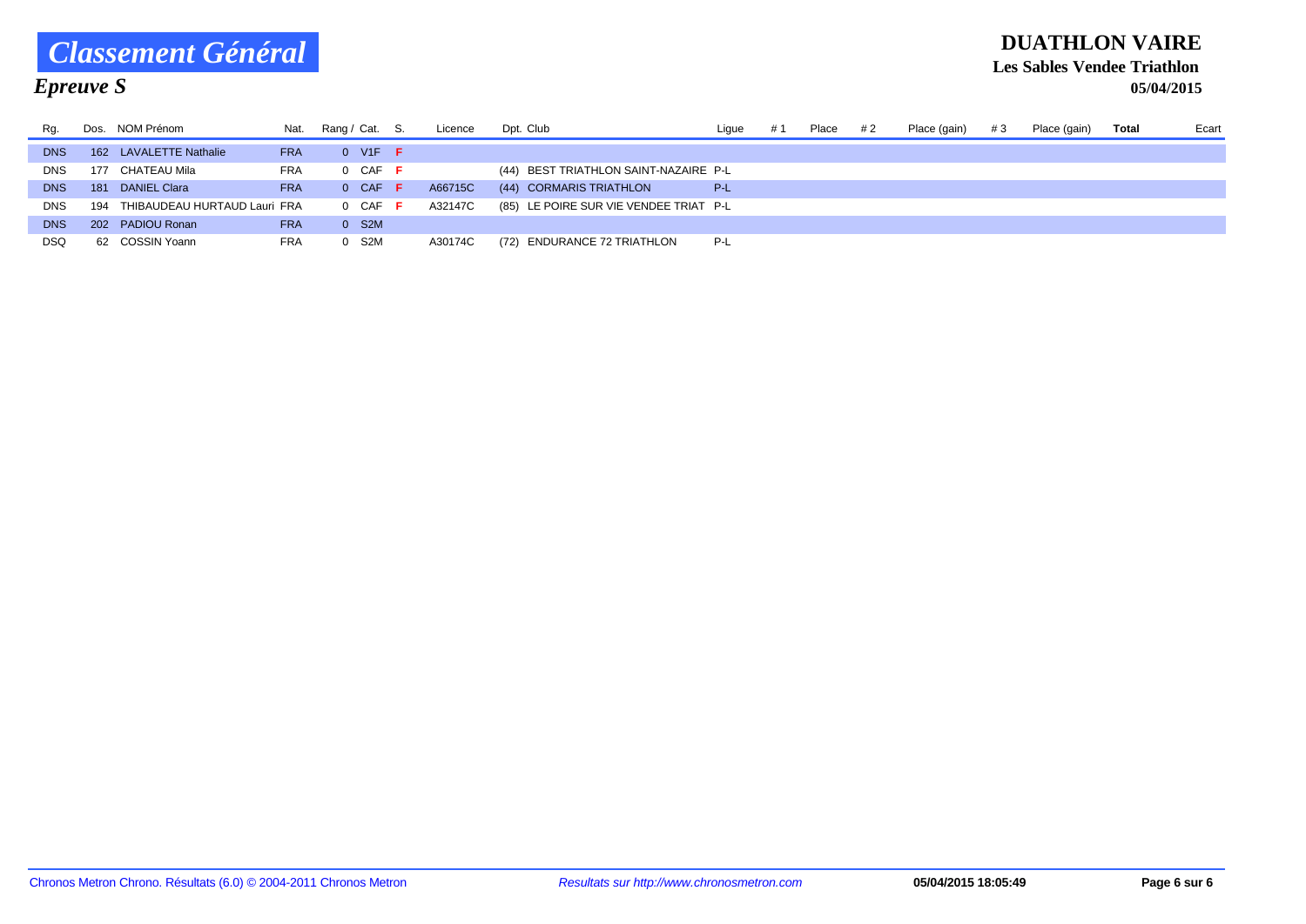# Classement Général

## Epreuve S

**DUATHLON VAIRE**

**Les Sables Vendee Triathlon**

**05/04/2015**

| Rg. | Dos. | NOM Prénom | Nat. | Rang / Cat. | S. | Licence | Dpt. Club | Ligue | # 1 | Place | # 2 | Place (gain) | # 3 | Place (gain) | Total | Ecart |
|---|---|---|---|---|---|---|---|---|---|---|---|---|---|---|---|---|
| DNS | 162 | LAVALETTE Nathalie | FRA | 0 V1F | F | | | | | | | | | | | |
| DNS | 177 | CHATEAU Mila | FRA | 0 CAF | F | | (44) BEST TRIATHLON SAINT-NAZAIRE | P-L | | | | | | | | |
| DNS | 181 | DANIEL Clara | FRA | 0 CAF | F | A66715C | (44) CORMARIS TRIATHLON | P-L | | | | | | | | |
| DNS | 194 | THIBAUDEAU HURTAUD Lauri | FRA | 0 CAF | F | A32147C | (85) LE POIRE SUR VIE VENDEE TRIAT | P-L | | | | | | | | |
| DNS | 202 | PADIOU Ronan | FRA | 0 S2M | | | | | | | | | | | | |
| DSQ | 62 | COSSIN Yoann | FRA | 0 S2M | | A30174C | (72) ENDURANCE 72 TRIATHLON | P-L | | | | | | | | |

Chronos Metron Chrono. Résultats (6.0) © 2004-2011 Chronos Metron — *Resultats sur http://www.chronosmetron.com* — **05/04/2015 18:05:49**